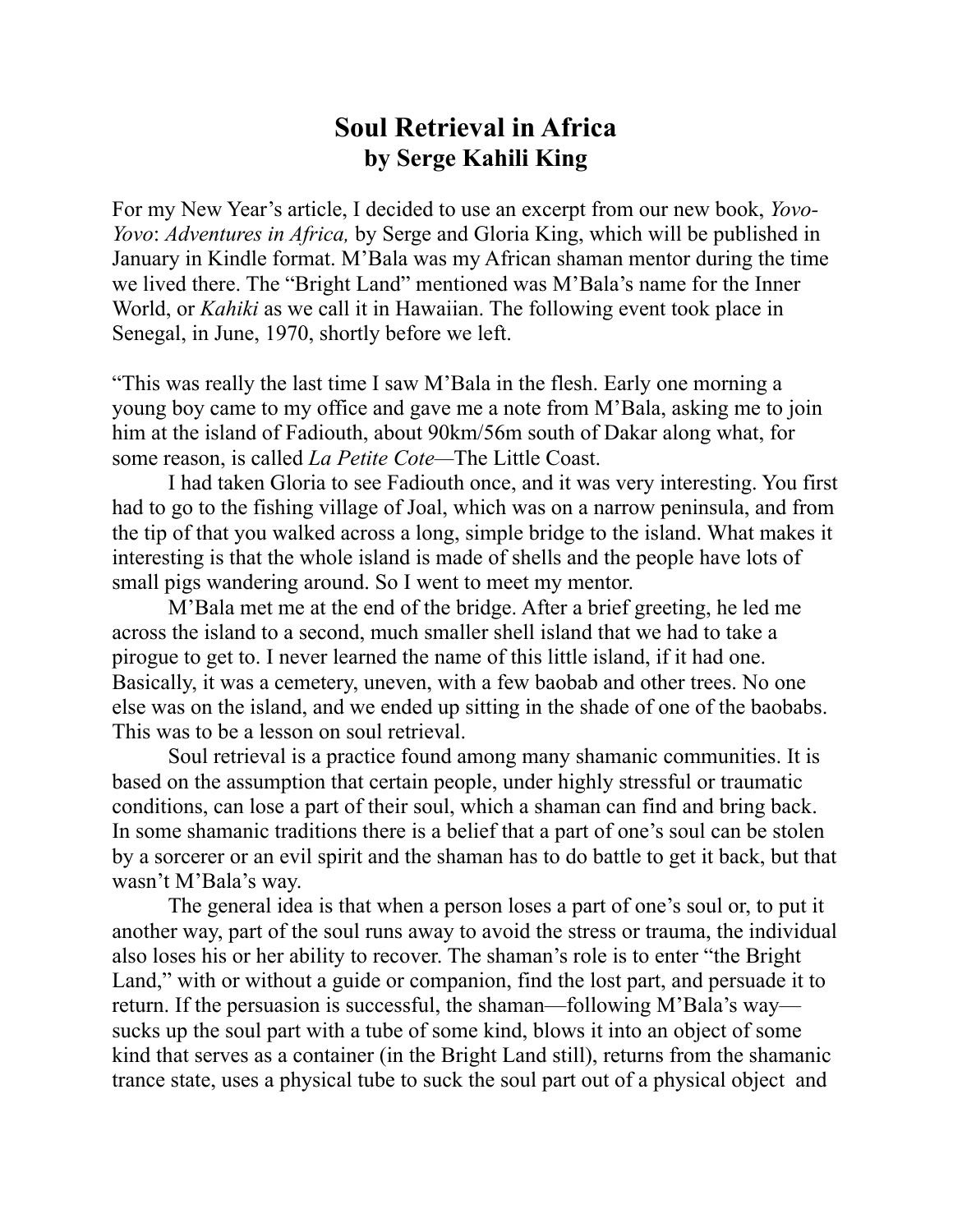# Soul Retrieval in Africa
## by Serge Kahili King

For my New Year's article, I decided to use an excerpt from our new book, *Yovo-Yovo*: *Adventures in Africa,* by Serge and Gloria King, which will be published in January in Kindle format. M'Bala was my African shaman mentor during the time we lived there. The "Bright Land" mentioned was M'Bala's name for the Inner World, or *Kahiki* as we call it in Hawaiian. The following event took place in Senegal, in June, 1970, shortly before we left.

"This was really the last time I saw M'Bala in the flesh. Early one morning a young boy came to my office and gave me a note from M'Bala, asking me to join him at the island of Fadiouth, about 90km/56m south of Dakar along what, for some reason, is called *La Petite Cote*—The Little Coast.

I had taken Gloria to see Fadiouth once, and it was very interesting. You first had to go to the fishing village of Joal, which was on a narrow peninsula, and from the tip of that you walked across a long, simple bridge to the island. What makes it interesting is that the whole island is made of shells and the people have lots of small pigs wandering around. So I went to meet my mentor.

M'Bala met me at the end of the bridge. After a brief greeting, he led me across the island to a second, much smaller shell island that we had to take a pirogue to get to. I never learned the name of this little island, if it had one. Basically, it was a cemetery, uneven, with a few baobab and other trees. No one else was on the island, and we ended up sitting in the shade of one of the baobabs. This was to be a lesson on soul retrieval.

Soul retrieval is a practice found among many shamanic communities. It is based on the assumption that certain people, under highly stressful or traumatic conditions, can lose a part of their soul, which a shaman can find and bring back. In some shamanic traditions there is a belief that a part of one's soul can be stolen by a sorcerer or an evil spirit and the shaman has to do battle to get it back, but that wasn't M'Bala's way.

The general idea is that when a person loses a part of one's soul or, to put it another way, part of the soul runs away to avoid the stress or trauma, the individual also loses his or her ability to recover. The shaman's role is to enter "the Bright Land," with or without a guide or companion, find the lost part, and persuade it to return. If the persuasion is successful, the shaman—following M'Bala's way—sucks up the soul part with a tube of some kind, blows it into an object of some kind that serves as a container (in the Bright Land still), returns from the shamanic trance state, uses a physical tube to suck the soul part out of a physical object and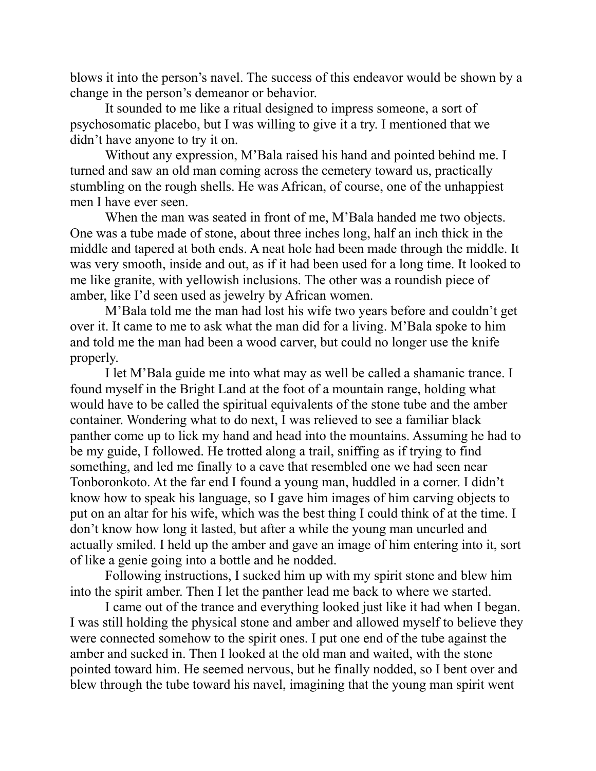blows it into the person's navel. The success of this endeavor would be shown by a change in the person's demeanor or behavior.

It sounded to me like a ritual designed to impress someone, a sort of psychosomatic placebo, but I was willing to give it a try. I mentioned that we didn't have anyone to try it on.

Without any expression, M'Bala raised his hand and pointed behind me. I turned and saw an old man coming across the cemetery toward us, practically stumbling on the rough shells. He was African, of course, one of the unhappiest men I have ever seen.

When the man was seated in front of me, M'Bala handed me two objects. One was a tube made of stone, about three inches long, half an inch thick in the middle and tapered at both ends. A neat hole had been made through the middle. It was very smooth, inside and out, as if it had been used for a long time. It looked to me like granite, with yellowish inclusions. The other was a roundish piece of amber, like I'd seen used as jewelry by African women.

M'Bala told me the man had lost his wife two years before and couldn't get over it. It came to me to ask what the man did for a living. M'Bala spoke to him and told me the man had been a wood carver, but could no longer use the knife properly.

I let M'Bala guide me into what may as well be called a shamanic trance. I found myself in the Bright Land at the foot of a mountain range, holding what would have to be called the spiritual equivalents of the stone tube and the amber container. Wondering what to do next, I was relieved to see a familiar black panther come up to lick my hand and head into the mountains. Assuming he had to be my guide, I followed. He trotted along a trail, sniffing as if trying to find something, and led me finally to a cave that resembled one we had seen near Tonboronkoto. At the far end I found a young man, huddled in a corner. I didn't know how to speak his language, so I gave him images of him carving objects to put on an altar for his wife, which was the best thing I could think of at the time. I don't know how long it lasted, but after a while the young man uncurled and actually smiled. I held up the amber and gave an image of him entering into it, sort of like a genie going into a bottle and he nodded.

Following instructions, I sucked him up with my spirit stone and blew him into the spirit amber. Then I let the panther lead me back to where we started.

I came out of the trance and everything looked just like it had when I began. I was still holding the physical stone and amber and allowed myself to believe they were connected somehow to the spirit ones. I put one end of the tube against the amber and sucked in. Then I looked at the old man and waited, with the stone pointed toward him. He seemed nervous, but he finally nodded, so I bent over and blew through the tube toward his navel, imagining that the young man spirit went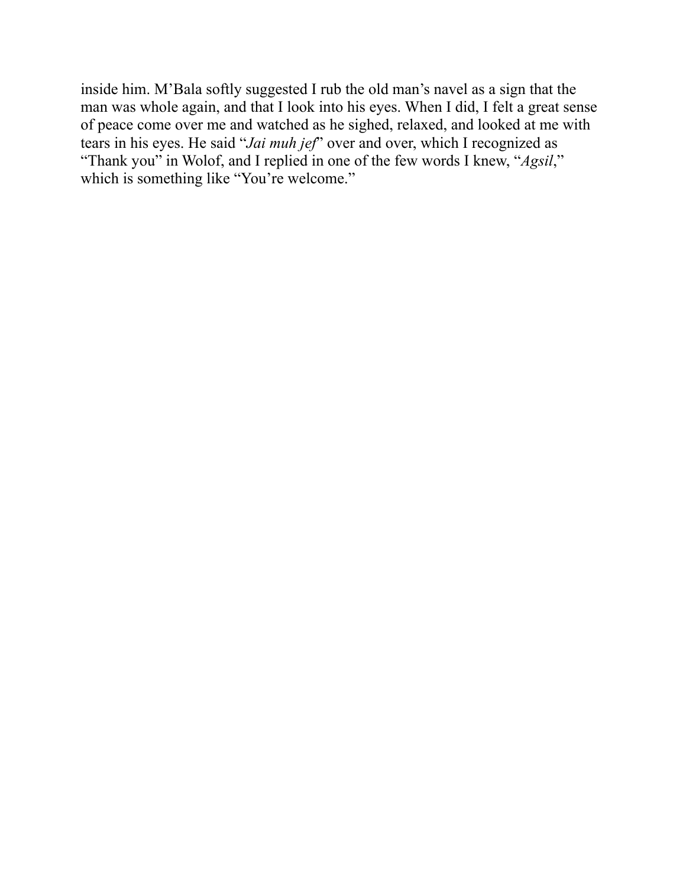inside him. M'Bala softly suggested I rub the old man's navel as a sign that the man was whole again, and that I look into his eyes. When I did, I felt a great sense of peace come over me and watched as he sighed, relaxed, and looked at me with tears in his eyes. He said "*Jai muh jef*" over and over, which I recognized as "Thank you" in Wolof, and I replied in one of the few words I knew, "*Agsil*," which is something like "You're welcome."